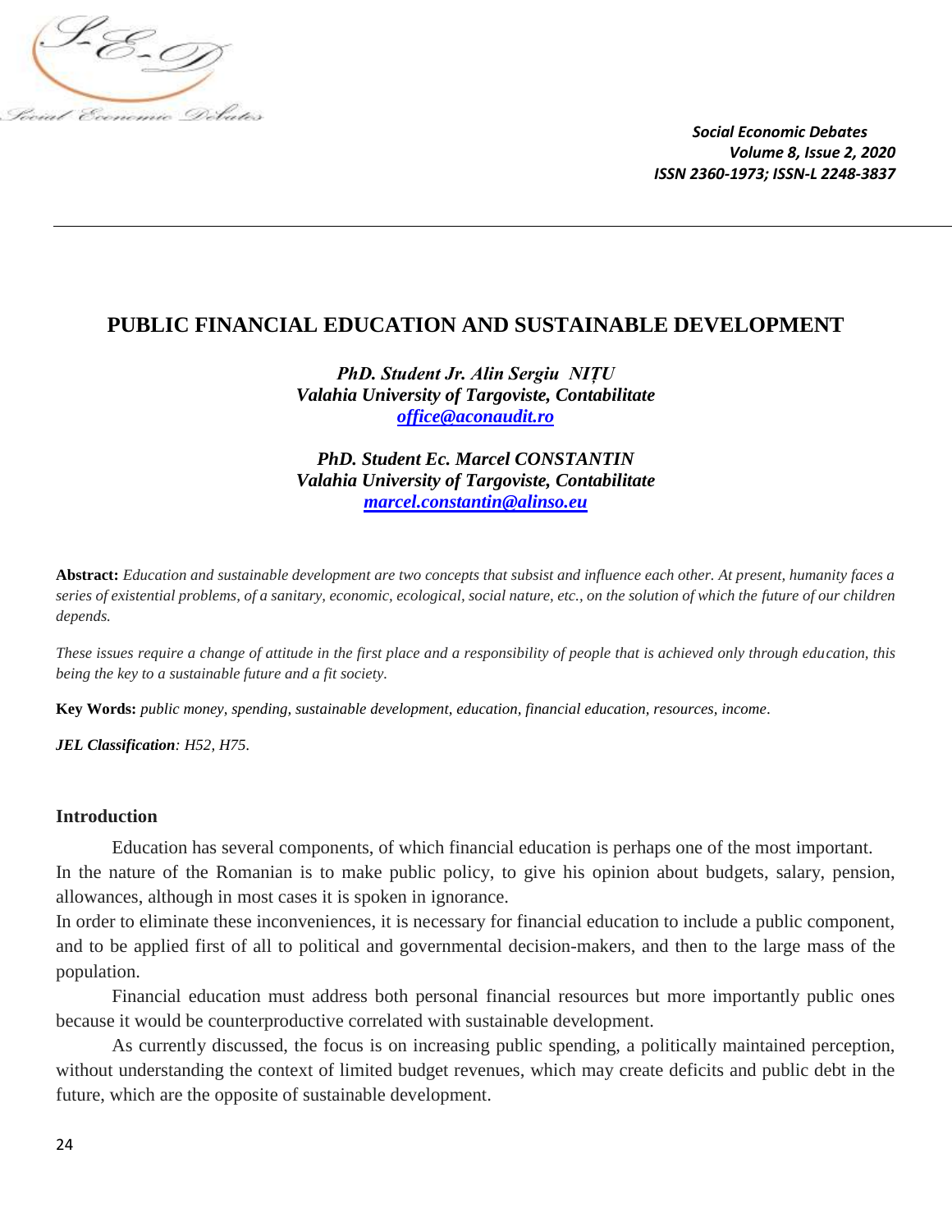# PUBLIC FINANCIAL EDUCATION AND SUSTAINABLE DEVELOPMENT

***PhD. Student Jr. Alin Sergiu NIȚU***
***Valahia University of Targoviste, Contabilitate***
*office@aconaudit.ro*

***PhD. Student Ec. Marcel CONSTANTIN***
***Valahia University of Targoviste, Contabilitate***
*marcel.constantin@alinso.eu*

**Abstract:** *Education and sustainable development are two concepts that subsist and influence each other. At present, humanity faces a series of existential problems, of a sanitary, economic, ecological, social nature, etc., on the solution of which the future of our children depends.*

*These issues require a change of attitude in the first place and a responsibility of people that is achieved only through education, this being the key to a sustainable future and a fit society.*

**Key Words:** *public money, spending, sustainable development, education, financial education, resources, income*.

***JEL Classification****: H52, H75*.

## Introduction

Education has several components, of which financial education is perhaps one of the most important. In the nature of the Romanian is to make public policy, to give his opinion about budgets, salary, pension, allowances, although in most cases it is spoken in ignorance.

In order to eliminate these inconveniences, it is necessary for financial education to include a public component, and to be applied first of all to political and governmental decision-makers, and then to the large mass of the population.

Financial education must address both personal financial resources but more importantly public ones because it would be counterproductive correlated with sustainable development.

As currently discussed, the focus is on increasing public spending, a politically maintained perception, without understanding the context of limited budget revenues, which may create deficits and public debt in the future, which are the opposite of sustainable development.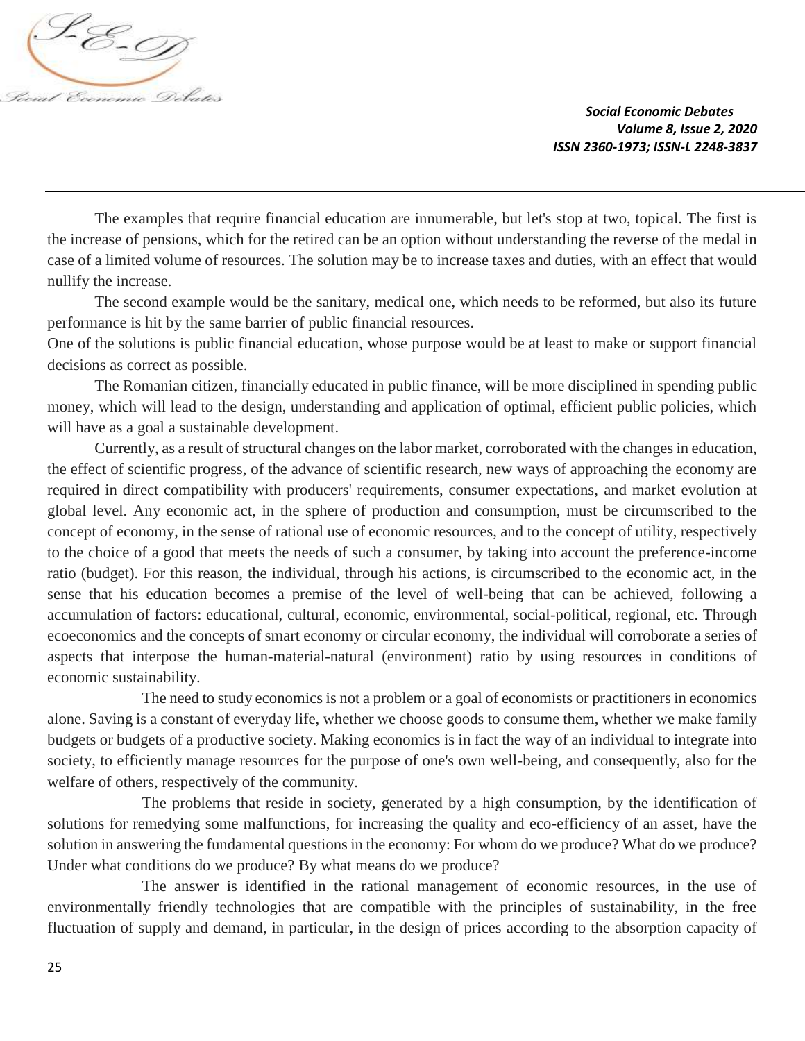The examples that require financial education are innumerable, but let's stop at two, topical. The first is the increase of pensions, which for the retired can be an option without understanding the reverse of the medal in case of a limited volume of resources. The solution may be to increase taxes and duties, with an effect that would nullify the increase.

The second example would be the sanitary, medical one, which needs to be reformed, but also its future performance is hit by the same barrier of public financial resources.

One of the solutions is public financial education, whose purpose would be at least to make or support financial decisions as correct as possible.

The Romanian citizen, financially educated in public finance, will be more disciplined in spending public money, which will lead to the design, understanding and application of optimal, efficient public policies, which will have as a goal a sustainable development.

Currently, as a result of structural changes on the labor market, corroborated with the changes in education, the effect of scientific progress, of the advance of scientific research, new ways of approaching the economy are required in direct compatibility with producers' requirements, consumer expectations, and market evolution at global level. Any economic act, in the sphere of production and consumption, must be circumscribed to the concept of economy, in the sense of rational use of economic resources, and to the concept of utility, respectively to the choice of a good that meets the needs of such a consumer, by taking into account the preference-income ratio (budget). For this reason, the individual, through his actions, is circumscribed to the economic act, in the sense that his education becomes a premise of the level of well-being that can be achieved, following a accumulation of factors: educational, cultural, economic, environmental, social-political, regional, etc. Through ecoeconomics and the concepts of smart economy or circular economy, the individual will corroborate a series of aspects that interpose the human-material-natural (environment) ratio by using resources in conditions of economic sustainability.

The need to study economics is not a problem or a goal of economists or practitioners in economics alone. Saving is a constant of everyday life, whether we choose goods to consume them, whether we make family budgets or budgets of a productive society. Making economics is in fact the way of an individual to integrate into society, to efficiently manage resources for the purpose of one's own well-being, and consequently, also for the welfare of others, respectively of the community.

The problems that reside in society, generated by a high consumption, by the identification of solutions for remedying some malfunctions, for increasing the quality and eco-efficiency of an asset, have the solution in answering the fundamental questions in the economy: For whom do we produce? What do we produce? Under what conditions do we produce? By what means do we produce?

The answer is identified in the rational management of economic resources, in the use of environmentally friendly technologies that are compatible with the principles of sustainability, in the free fluctuation of supply and demand, in particular, in the design of prices according to the absorption capacity of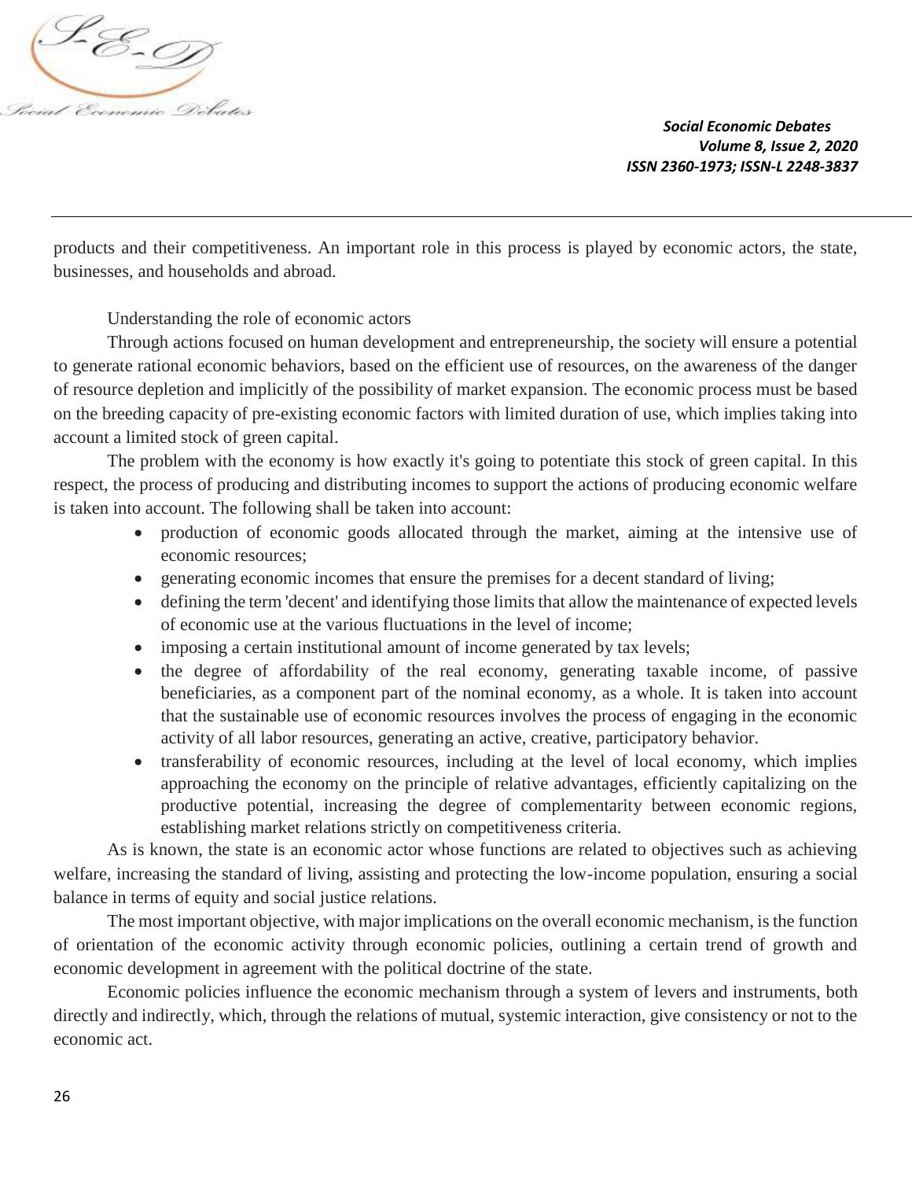products and their competitiveness. An important role in this process is played by economic actors, the state, businesses, and households and abroad.

Understanding the role of economic actors

Through actions focused on human development and entrepreneurship, the society will ensure a potential to generate rational economic behaviors, based on the efficient use of resources, on the awareness of the danger of resource depletion and implicitly of the possibility of market expansion. The economic process must be based on the breeding capacity of pre-existing economic factors with limited duration of use, which implies taking into account a limited stock of green capital.

The problem with the economy is how exactly it's going to potentiate this stock of green capital. In this respect, the process of producing and distributing incomes to support the actions of producing economic welfare is taken into account. The following shall be taken into account:

- production of economic goods allocated through the market, aiming at the intensive use of economic resources;
- generating economic incomes that ensure the premises for a decent standard of living;
- defining the term 'decent' and identifying those limits that allow the maintenance of expected levels of economic use at the various fluctuations in the level of income;
- imposing a certain institutional amount of income generated by tax levels;
- the degree of affordability of the real economy, generating taxable income, of passive beneficiaries, as a component part of the nominal economy, as a whole. It is taken into account that the sustainable use of economic resources involves the process of engaging in the economic activity of all labor resources, generating an active, creative, participatory behavior.
- transferability of economic resources, including at the level of local economy, which implies approaching the economy on the principle of relative advantages, efficiently capitalizing on the productive potential, increasing the degree of complementarity between economic regions, establishing market relations strictly on competitiveness criteria.

As is known, the state is an economic actor whose functions are related to objectives such as achieving welfare, increasing the standard of living, assisting and protecting the low-income population, ensuring a social balance in terms of equity and social justice relations.

The most important objective, with major implications on the overall economic mechanism, is the function of orientation of the economic activity through economic policies, outlining a certain trend of growth and economic development in agreement with the political doctrine of the state.

Economic policies influence the economic mechanism through a system of levers and instruments, both directly and indirectly, which, through the relations of mutual, systemic interaction, give consistency or not to the economic act.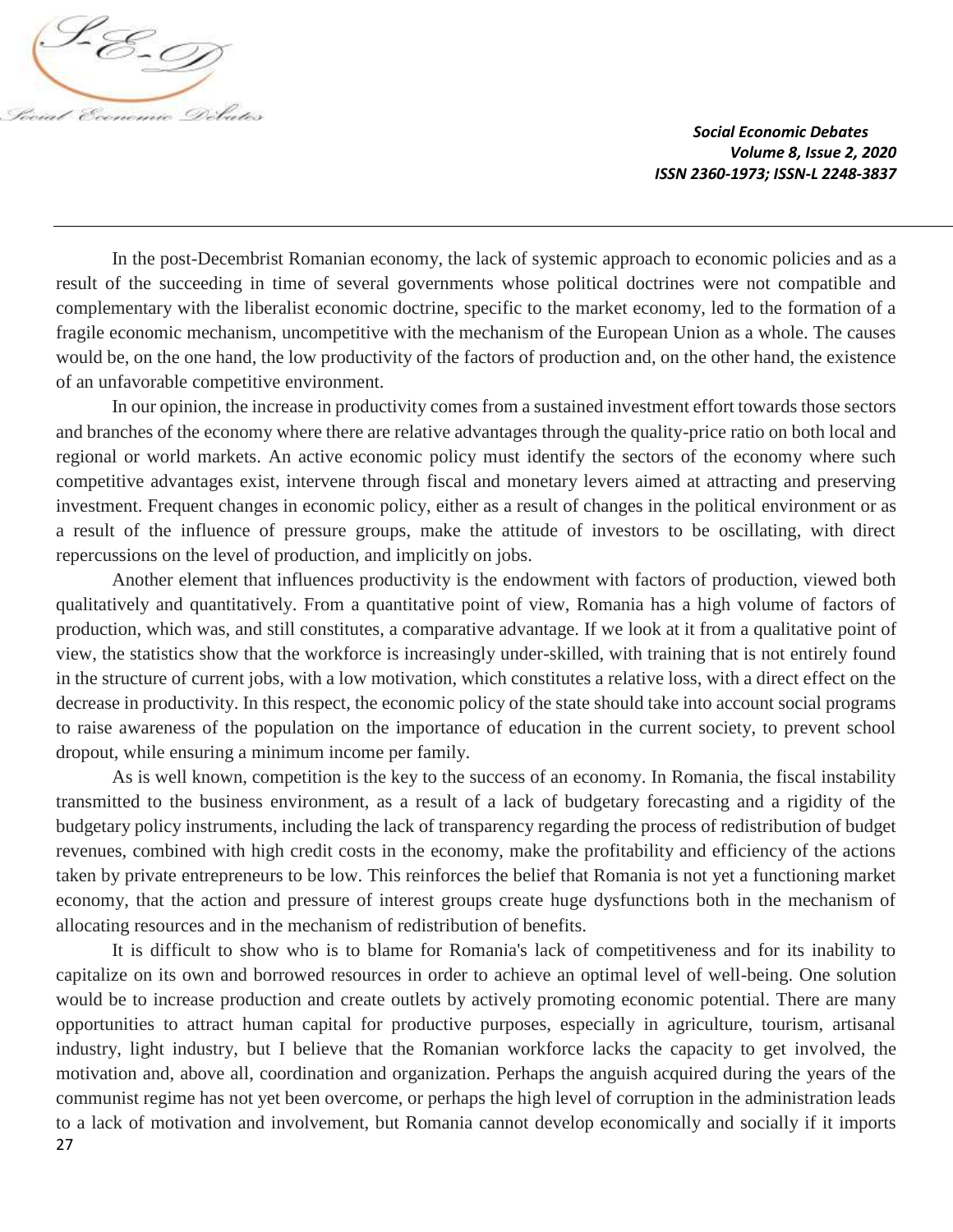In the post-Decembrist Romanian economy, the lack of systemic approach to economic policies and as a result of the succeeding in time of several governments whose political doctrines were not compatible and complementary with the liberalist economic doctrine, specific to the market economy, led to the formation of a fragile economic mechanism, uncompetitive with the mechanism of the European Union as a whole. The causes would be, on the one hand, the low productivity of the factors of production and, on the other hand, the existence of an unfavorable competitive environment.

In our opinion, the increase in productivity comes from a sustained investment effort towards those sectors and branches of the economy where there are relative advantages through the quality-price ratio on both local and regional or world markets. An active economic policy must identify the sectors of the economy where such competitive advantages exist, intervene through fiscal and monetary levers aimed at attracting and preserving investment. Frequent changes in economic policy, either as a result of changes in the political environment or as a result of the influence of pressure groups, make the attitude of investors to be oscillating, with direct repercussions on the level of production, and implicitly on jobs.

Another element that influences productivity is the endowment with factors of production, viewed both qualitatively and quantitatively. From a quantitative point of view, Romania has a high volume of factors of production, which was, and still constitutes, a comparative advantage. If we look at it from a qualitative point of view, the statistics show that the workforce is increasingly under-skilled, with training that is not entirely found in the structure of current jobs, with a low motivation, which constitutes a relative loss, with a direct effect on the decrease in productivity. In this respect, the economic policy of the state should take into account social programs to raise awareness of the population on the importance of education in the current society, to prevent school dropout, while ensuring a minimum income per family.

As is well known, competition is the key to the success of an economy. In Romania, the fiscal instability transmitted to the business environment, as a result of a lack of budgetary forecasting and a rigidity of the budgetary policy instruments, including the lack of transparency regarding the process of redistribution of budget revenues, combined with high credit costs in the economy, make the profitability and efficiency of the actions taken by private entrepreneurs to be low. This reinforces the belief that Romania is not yet a functioning market economy, that the action and pressure of interest groups create huge dysfunctions both in the mechanism of allocating resources and in the mechanism of redistribution of benefits.

It is difficult to show who is to blame for Romania's lack of competitiveness and for its inability to capitalize on its own and borrowed resources in order to achieve an optimal level of well-being. One solution would be to increase production and create outlets by actively promoting economic potential. There are many opportunities to attract human capital for productive purposes, especially in agriculture, tourism, artisanal industry, light industry, but I believe that the Romanian workforce lacks the capacity to get involved, the motivation and, above all, coordination and organization. Perhaps the anguish acquired during the years of the communist regime has not yet been overcome, or perhaps the high level of corruption in the administration leads to a lack of motivation and involvement, but Romania cannot develop economically and socially if it imports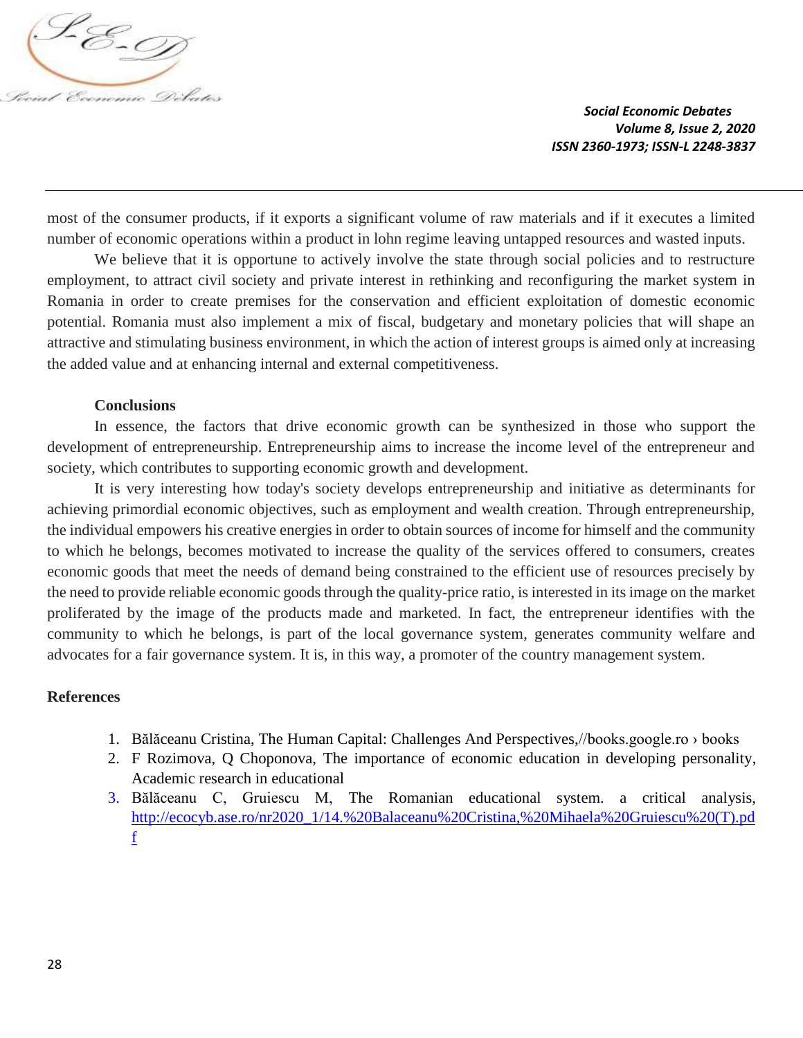most of the consumer products, if it exports a significant volume of raw materials and if it executes a limited number of economic operations within a product in lohn regime leaving untapped resources and wasted inputs.

We believe that it is opportune to actively involve the state through social policies and to restructure employment, to attract civil society and private interest in rethinking and reconfiguring the market system in Romania in order to create premises for the conservation and efficient exploitation of domestic economic potential. Romania must also implement a mix of fiscal, budgetary and monetary policies that will shape an attractive and stimulating business environment, in which the action of interest groups is aimed only at increasing the added value and at enhancing internal and external competitiveness.

**Conclusions**

In essence, the factors that drive economic growth can be synthesized in those who support the development of entrepreneurship. Entrepreneurship aims to increase the income level of the entrepreneur and society, which contributes to supporting economic growth and development.

It is very interesting how today's society develops entrepreneurship and initiative as determinants for achieving primordial economic objectives, such as employment and wealth creation. Through entrepreneurship, the individual empowers his creative energies in order to obtain sources of income for himself and the community to which he belongs, becomes motivated to increase the quality of the services offered to consumers, creates economic goods that meet the needs of demand being constrained to the efficient use of resources precisely by the need to provide reliable economic goods through the quality-price ratio, is interested in its image on the market proliferated by the image of the products made and marketed. In fact, the entrepreneur identifies with the community to which he belongs, is part of the local governance system, generates community welfare and advocates for a fair governance system. It is, in this way, a promoter of the country management system.

**References**

1. Bălăceanu Cristina, The Human Capital: Challenges And Perspectives,//books.google.ro › books
2. F Rozimova, Q Choponova, The importance of economic education in developing personality, Academic research in educational
3. Bălăceanu C, Gruiescu M, The Romanian educational system. a critical analysis, http://ecocyb.ase.ro/nr2020_1/14.%20Balaceanu%20Cristina,%20Mihaela%20Gruiescu%20(T).pdf